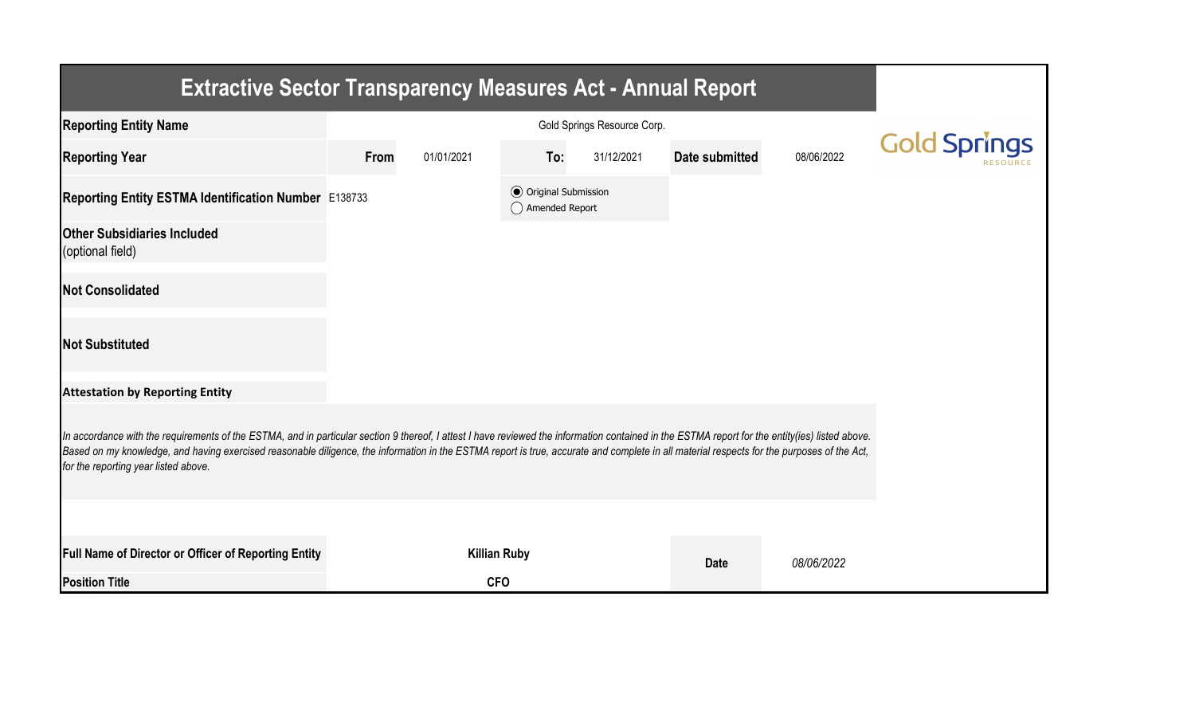# Extractive Sector Transparency Measures Act - Annual Report

| | | | | | | |
|---|---|---|---|---|---|---|
| **Reporting Entity Name** | Gold Springs Resource Corp. | | | | | |
| **Reporting Year** | **From** | 01/01/2021 | **To:** | 31/12/2021 | **Date submitted** | 08/06/2022 |
| **Reporting Entity ESTMA Identification Number** | E138733 | | ◉ Original Submission<br>◯ Amended Report | | | |
| **Other Subsidiaries Included** (optional field) | | | | | | |
| **Not Consolidated** | | | | | | |
| **Not Substituted** | | | | | | |

**Attestation by Reporting Entity**

*In accordance with the requirements of the ESTMA, and in particular section 9 thereof, I attest I have reviewed the information contained in the ESTMA report for the entity(ies) listed above. Based on my knowledge, and having exercised reasonable diligence, the information in the ESTMA report is true, accurate and complete in all material respects for the purposes of the Act, for the reporting year listed above.*

| | | | |
|---|---|---|---|
| **Full Name of Director or Officer of Reporting Entity** | **Killian Ruby** | **Date** | *08/06/2022* |
| **Position Title** | **CFO** | | |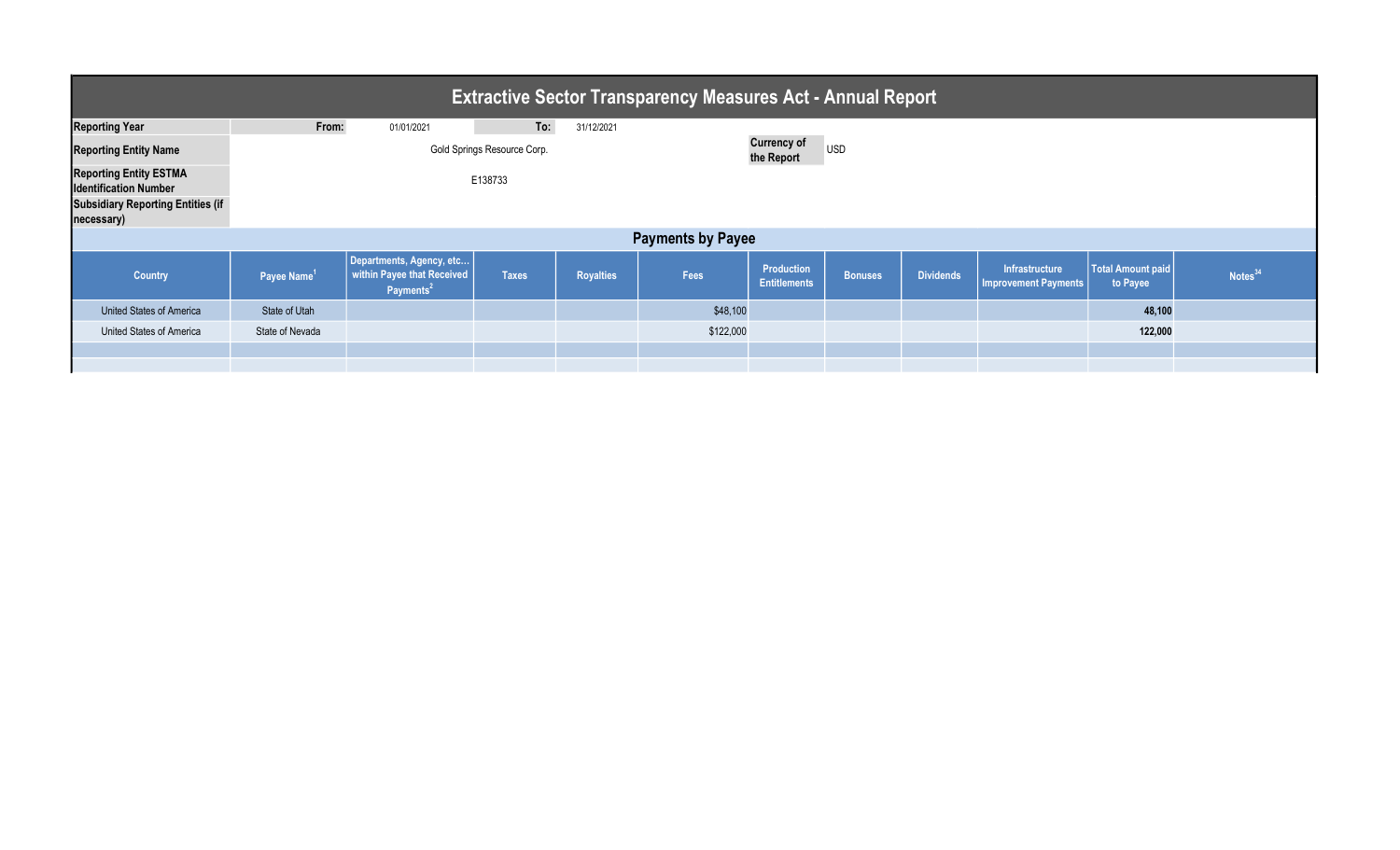# Extractive Sector Transparency Measures Act - Annual Report

| | | | | |
|---|---|---|---|---|
| **Reporting Year** | **From:** | 01/01/2021 | **To:** | 31/12/2021 |
| **Reporting Entity Name** | Gold Springs Resource Corp. | | **Currency of the Report** | USD |
| **Reporting Entity ESTMA Identification Number** | E138733 | | | |
| **Subsidiary Reporting Entities (if necessary)** | | | | |

## Payments by Payee

| Country | Payee Name[1] | Departments, Agency, etc... within Payee that Received Payments[2] | Taxes | Royalties | Fees | Production Entitlements | Bonuses | Dividends | Infrastructure Improvement Payments | Total Amount paid to Payee | Notes[34] |
|---|---|---|---|---|---|---|---|---|---|---|---|
| United States of America | State of Utah | | | | $48,100 | | | | | **48,100** | |
| United States of America | State of Nevada | | | | $122,000 | | | | | **122,000** | |
| | | | | | | | | | | | |
| | | | | | | | | | | | |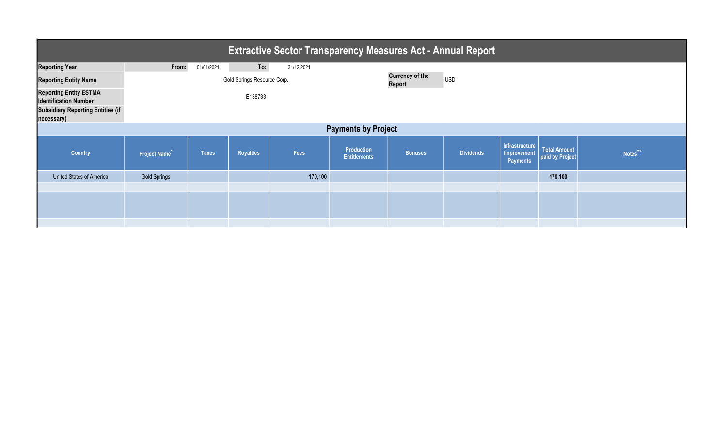# Extractive Sector Transparency Measures Act - Annual Report

| | | | |
|---|---|---|---|
| **Reporting Year** | **From:** 01/01/2021 | **To:** 31/12/2021 | |
| **Reporting Entity Name** | Gold Springs Resource Corp. | **Currency of the Report** | USD |
| **Reporting Entity ESTMA Identification Number** | E138733 | | |
| **Subsidiary Reporting Entities (if necessary)** | | | |

## Payments by Project

| Country | Project Name[1] | Taxes | Royalties | Fees | Production Entitlements | Bonuses | Dividends | Infrastructure Improvement Payments | Total Amount paid by Project | Notes[23] |
|---|---|---|---|---|---|---|---|---|---|---|
| United States of America | Gold Springs | | | 170,100 | | | | | **170,100** | |
| | | | | | | | | | | |
| | | | | | | | | | | |
| | | | | | | | | | | |